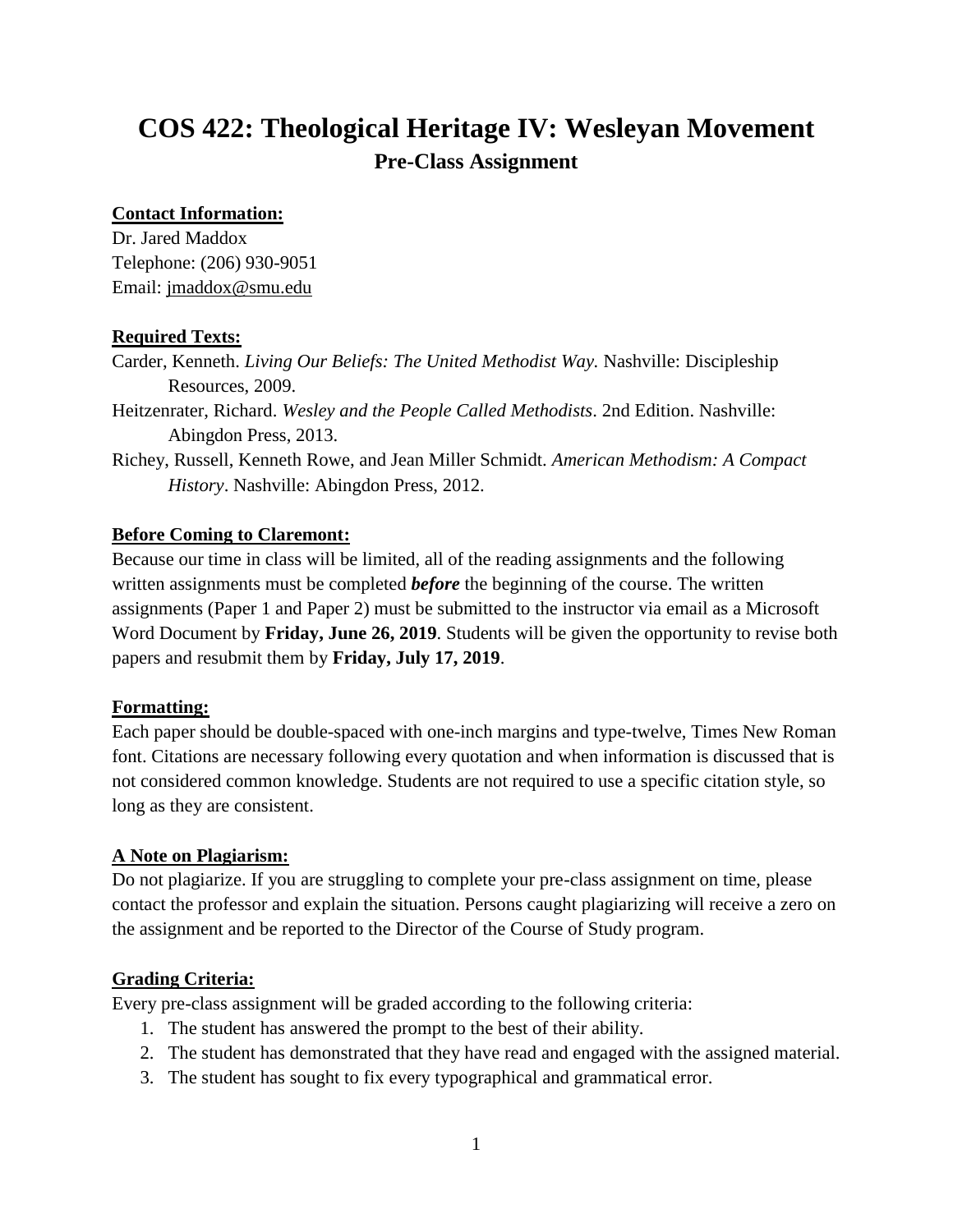# COS 422: Theological Heritage IV: Wesleyan Movement

## Pre-Class Assignment

**Contact Information:**

Dr. Jared Maddox
Telephone: (206) 930-9051
Email: jmaddox@smu.edu

**Required Texts:**

Carder, Kenneth. *Living Our Beliefs: The United Methodist Way.* Nashville: Discipleship Resources, 2009.

Heitzenrater, Richard. *Wesley and the People Called Methodists*. 2nd Edition. Nashville: Abingdon Press, 2013.

Richey, Russell, Kenneth Rowe, and Jean Miller Schmidt. *American Methodism: A Compact History*. Nashville: Abingdon Press, 2012.

**Before Coming to Claremont:**

Because our time in class will be limited, all of the reading assignments and the following written assignments must be completed ***before*** the beginning of the course. The written assignments (Paper 1 and Paper 2) must be submitted to the instructor via email as a Microsoft Word Document by **Friday, June 26, 2019**. Students will be given the opportunity to revise both papers and resubmit them by **Friday, July 17, 2019**.

**Formatting:**

Each paper should be double-spaced with one-inch margins and type-twelve, Times New Roman font. Citations are necessary following every quotation and when information is discussed that is not considered common knowledge. Students are not required to use a specific citation style, so long as they are consistent.

**A Note on Plagiarism:**

Do not plagiarize. If you are struggling to complete your pre-class assignment on time, please contact the professor and explain the situation. Persons caught plagiarizing will receive a zero on the assignment and be reported to the Director of the Course of Study program.

**Grading Criteria:**

Every pre-class assignment will be graded according to the following criteria:

1. The student has answered the prompt to the best of their ability.
2. The student has demonstrated that they have read and engaged with the assigned material.
3. The student has sought to fix every typographical and grammatical error.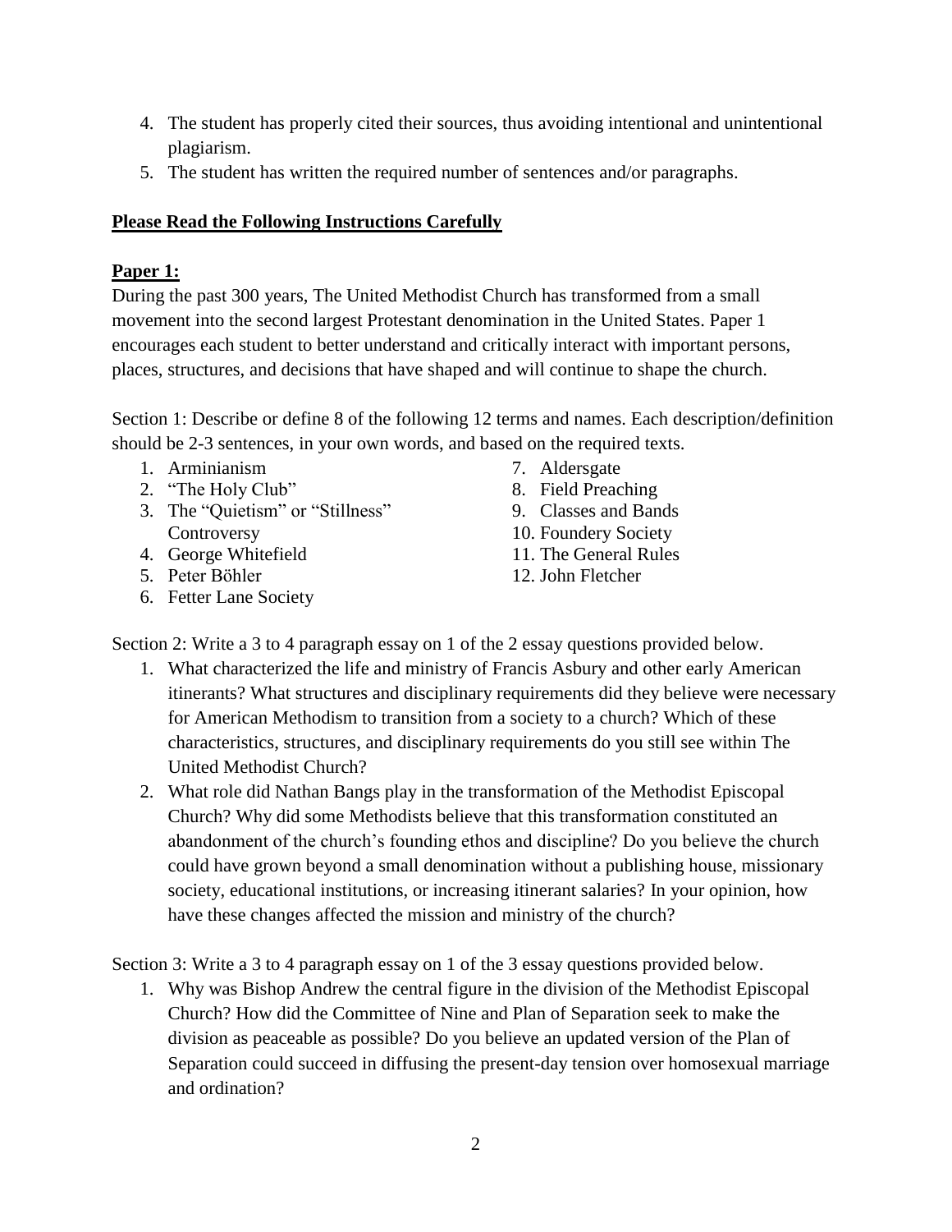4. The student has properly cited their sources, thus avoiding intentional and unintentional plagiarism.
5. The student has written the required number of sentences and/or paragraphs.

**<u>Please Read the Following Instructions Carefully</u>**

**<u>Paper 1:</u>**

During the past 300 years, The United Methodist Church has transformed from a small movement into the second largest Protestant denomination in the United States. Paper 1 encourages each student to better understand and critically interact with important persons, places, structures, and decisions that have shaped and will continue to shape the church.

Section 1: Describe or define 8 of the following 12 terms and names. Each description/definition should be 2-3 sentences, in your own words, and based on the required texts.

1. Arminianism
2. "The Holy Club"
3. The "Quietism" or "Stillness" Controversy
4. George Whitefield
5. Peter Böhler
6. Fetter Lane Society
7. Aldersgate
8. Field Preaching
9. Classes and Bands
10. Foundery Society
11. The General Rules
12. John Fletcher

Section 2: Write a 3 to 4 paragraph essay on 1 of the 2 essay questions provided below.

1. What characterized the life and ministry of Francis Asbury and other early American itinerants? What structures and disciplinary requirements did they believe were necessary for American Methodism to transition from a society to a church? Which of these characteristics, structures, and disciplinary requirements do you still see within The United Methodist Church?
2. What role did Nathan Bangs play in the transformation of the Methodist Episcopal Church? Why did some Methodists believe that this transformation constituted an abandonment of the church's founding ethos and discipline? Do you believe the church could have grown beyond a small denomination without a publishing house, missionary society, educational institutions, or increasing itinerant salaries? In your opinion, how have these changes affected the mission and ministry of the church?

Section 3: Write a 3 to 4 paragraph essay on 1 of the 3 essay questions provided below.

1. Why was Bishop Andrew the central figure in the division of the Methodist Episcopal Church? How did the Committee of Nine and Plan of Separation seek to make the division as peaceable as possible? Do you believe an updated version of the Plan of Separation could succeed in diffusing the present-day tension over homosexual marriage and ordination?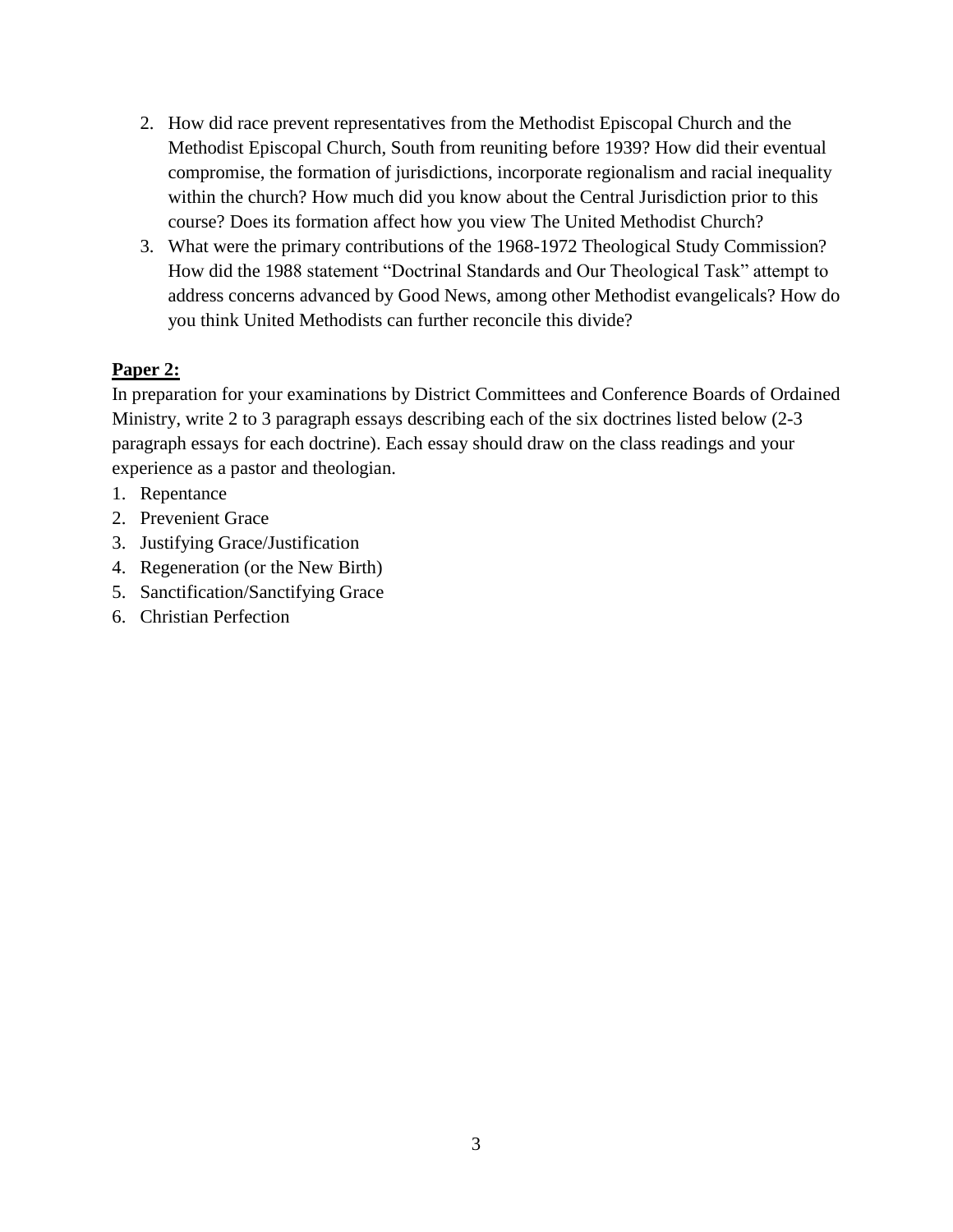2. How did race prevent representatives from the Methodist Episcopal Church and the Methodist Episcopal Church, South from reuniting before 1939? How did their eventual compromise, the formation of jurisdictions, incorporate regionalism and racial inequality within the church? How much did you know about the Central Jurisdiction prior to this course? Does its formation affect how you view The United Methodist Church?
3. What were the primary contributions of the 1968-1972 Theological Study Commission? How did the 1988 statement "Doctrinal Standards and Our Theological Task" attempt to address concerns advanced by Good News, among other Methodist evangelicals? How do you think United Methodists can further reconcile this divide?

**Paper 2:**

In preparation for your examinations by District Committees and Conference Boards of Ordained Ministry, write 2 to 3 paragraph essays describing each of the six doctrines listed below (2-3 paragraph essays for each doctrine). Each essay should draw on the class readings and your experience as a pastor and theologian.

1. Repentance
2. Prevenient Grace
3. Justifying Grace/Justification
4. Regeneration (or the New Birth)
5. Sanctification/Sanctifying Grace
6. Christian Perfection